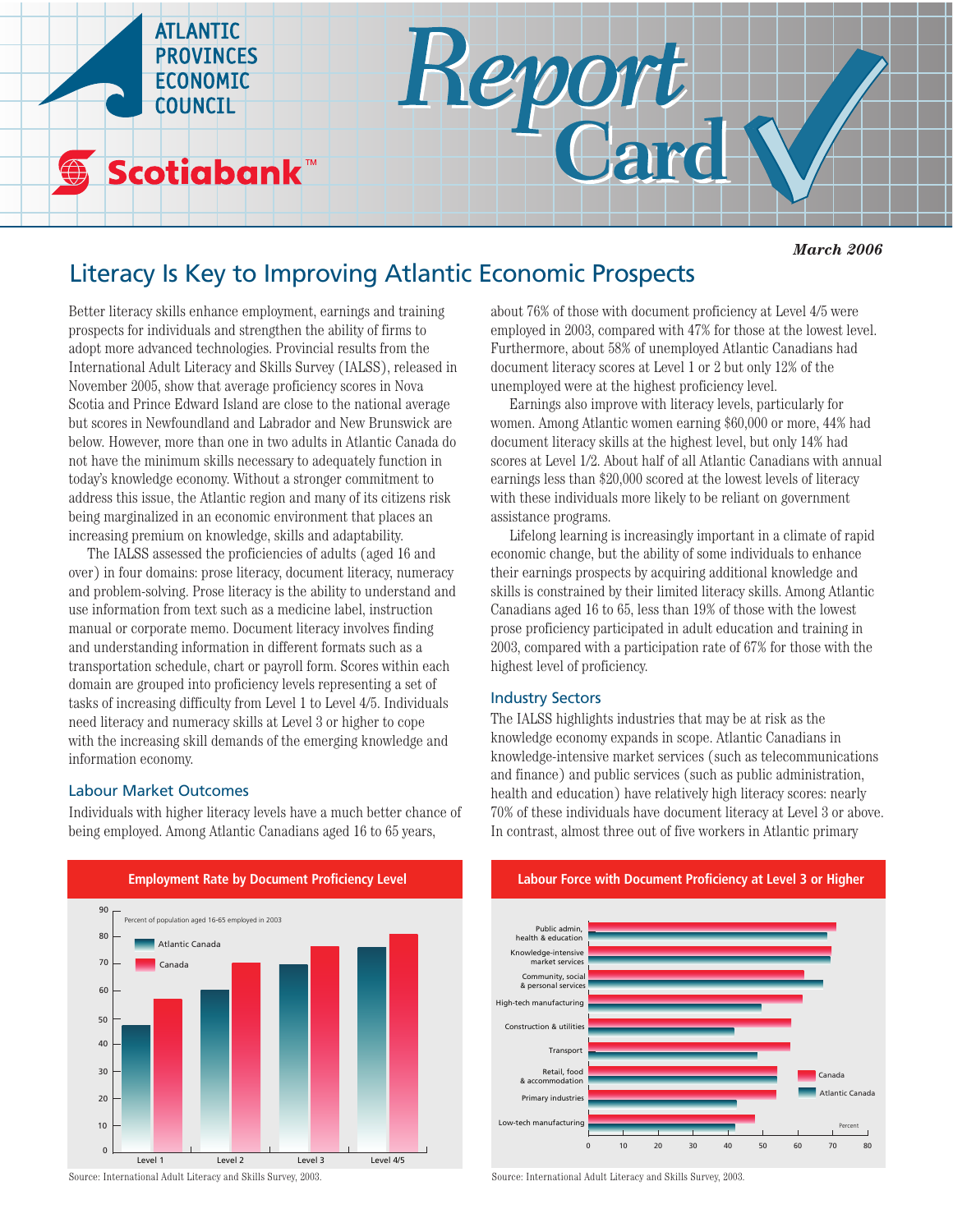Atlantic Provinces Economic Council

Scotiabank™

# Report Card

*March 2006*

## Literacy Is Key to Improving Atlantic Economic Prospects

Better literacy skills enhance employment, earnings and training prospects for individuals and strengthen the ability of firms to adopt more advanced technologies. Provincial results from the International Adult Literacy and Skills Survey (IALSS), released in November 2005, show that average proficiency scores in Nova Scotia and Prince Edward Island are close to the national average but scores in Newfoundland and Labrador and New Brunswick are below. However, more than one in two adults in Atlantic Canada do not have the minimum skills necessary to adequately function in today's knowledge economy. Without a stronger commitment to address this issue, the Atlantic region and many of its citizens risk being marginalized in an economic environment that places an increasing premium on knowledge, skills and adaptability.

The IALSS assessed the proficiencies of adults (aged 16 and over) in four domains: prose literacy, document literacy, numeracy and problem-solving. Prose literacy is the ability to understand and use information from text such as a medicine label, instruction manual or corporate memo. Document literacy involves finding and understanding information in different formats such as a transportation schedule, chart or payroll form. Scores within each domain are grouped into proficiency levels representing a set of tasks of increasing difficulty from Level 1 to Level 4/5. Individuals need literacy and numeracy skills at Level 3 or higher to cope with the increasing skill demands of the emerging knowledge and information economy.

### Labour Market Outcomes

Individuals with higher literacy levels have a much better chance of being employed. Among Atlantic Canadians aged 16 to 65 years, about 76% of those with document proficiency at Level 4/5 were employed in 2003, compared with 47% for those at the lowest level. Furthermore, about 58% of unemployed Atlantic Canadians had document literacy scores at Level 1 or 2 but only 12% of the unemployed were at the highest proficiency level.

Earnings also improve with literacy levels, particularly for women. Among Atlantic women earning $60,000 or more, 44% had document literacy skills at the highest level, but only 14% had scores at Level 1/2. About half of all Atlantic Canadians with annual earnings less than $20,000 scored at the lowest levels of literacy with these individuals more likely to be reliant on government assistance programs.

Lifelong learning is increasingly important in a climate of rapid economic change, but the ability of some individuals to enhance their earnings prospects by acquiring additional knowledge and skills is constrained by their limited literacy skills. Among Atlantic Canadians aged 16 to 65, less than 19% of those with the lowest prose proficiency participated in adult education and training in 2003, compared with a participation rate of 67% for those with the highest level of proficiency.

### Industry Sectors

The IALSS highlights industries that may be at risk as the knowledge economy expands in scope. Atlantic Canadians in knowledge-intensive market services (such as telecommunications and finance) and public services (such as public administration, health and education) have relatively high literacy scores: nearly 70% of these individuals have document literacy at Level 3 or above. In contrast, almost three out of five workers in Atlantic primary

**Employment Rate by Document Proficiency Level**

Percent of population aged 16-65 employed in 2003

| | Atlantic Canada | Canada |
|---|---|---|
| Level 1 | 47 | 57 |
| Level 2 | 60 | 70 |
| Level 3 | 69 | 76 |
| Level 4/5 | 76 | 80 |

Source: International Adult Literacy and Skills Survey, 2003.

**Labour Force with Document Proficiency at Level 3 or Higher**

Percent

| | Canada | Atlantic Canada |
|---|---|---|
| Public admin, health & education | 71 | 69 |
| Knowledge-intensive market services | 70 | 69 |
| Community, social & personal services | 62 | 67 |
| High-tech manufacturing | 61 | 50 |
| Construction & utilities | 58 | 42 |
| Transport | 58 | 49 |
| Retail, food & accommodation | 54 | 54 |
| Primary industries | 54 | 43 |
| Low-tech manufacturing | 48 | 42 |

Source: International Adult Literacy and Skills Survey, 2003.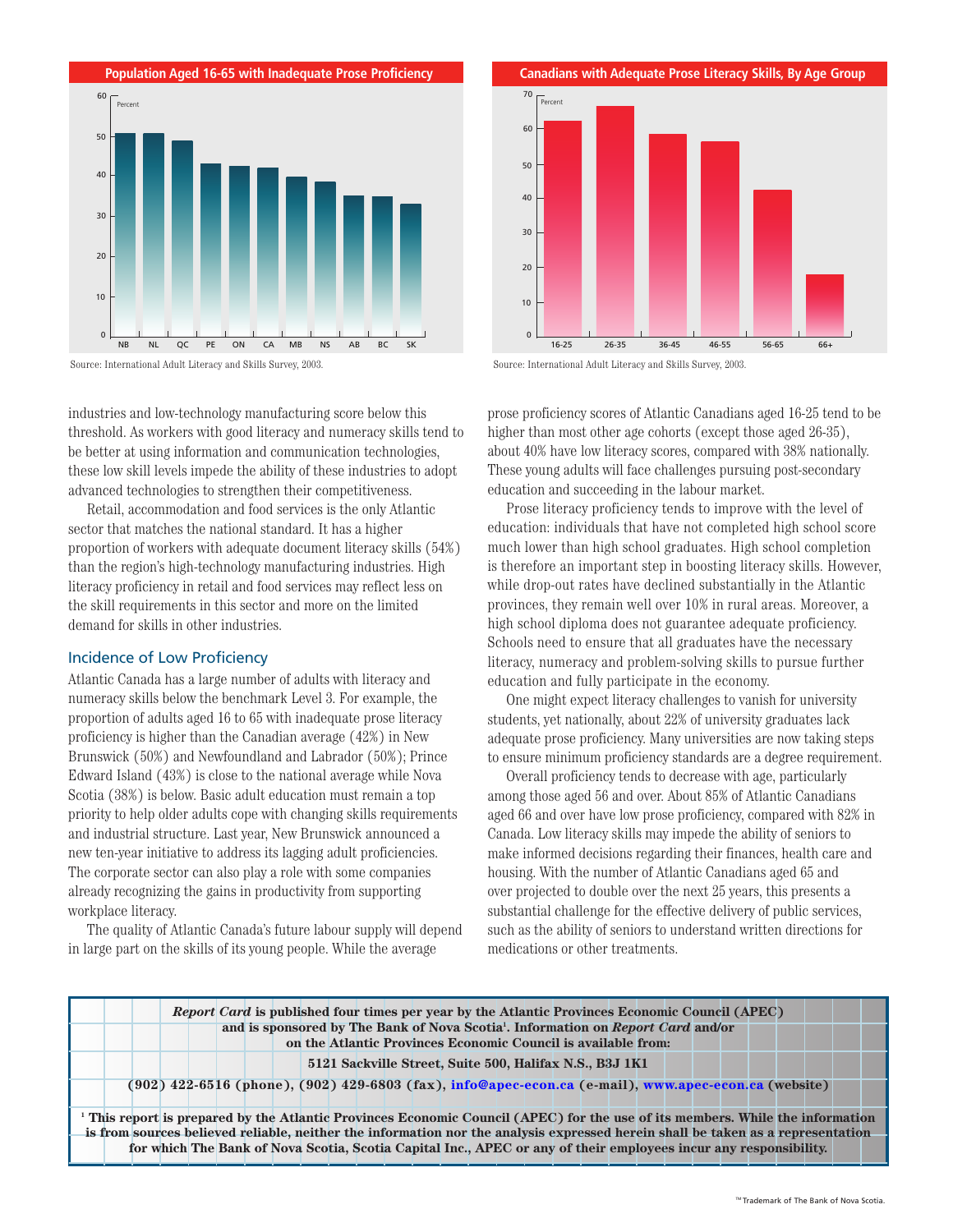**Population Aged 16-65 with Inadequate Prose Proficiency**

60
Percent
50
40
30
20
10
0
NB NL QC PE ON CA MB NS AB BC SK

Source: International Adult Literacy and Skills Survey, 2003.

**Canadians with Adequate Prose Literacy Skills, By Age Group**

70
Percent
60
50
40
30
20
10
0
16-25 26-35 36-45 46-55 56-65 66+

Source: International Adult Literacy and Skills Survey, 2003.

industries and low-technology manufacturing score below this threshold. As workers with good literacy and numeracy skills tend to be better at using information and communication technologies, these low skill levels impede the ability of these industries to adopt advanced technologies to strengthen their competitiveness.

Retail, accommodation and food services is the only Atlantic sector that matches the national standard. It has a higher proportion of workers with adequate document literacy skills (54%) than the region's high-technology manufacturing industries. High literacy proficiency in retail and food services may reflect less on the skill requirements in this sector and more on the limited demand for skills in other industries.

## Incidence of Low Proficiency

Atlantic Canada has a large number of adults with literacy and numeracy skills below the benchmark Level 3. For example, the proportion of adults aged 16 to 65 with inadequate prose literacy proficiency is higher than the Canadian average (42%) in New Brunswick (50%) and Newfoundland and Labrador (50%); Prince Edward Island (43%) is close to the national average while Nova Scotia (38%) is below. Basic adult education must remain a top priority to help older adults cope with changing skills requirements and industrial structure. Last year, New Brunswick announced a new ten-year initiative to address its lagging adult proficiencies. The corporate sector can also play a role with some companies already recognizing the gains in productivity from supporting workplace literacy.

The quality of Atlantic Canada's future labour supply will depend in large part on the skills of its young people. While the average prose proficiency scores of Atlantic Canadians aged 16-25 tend to be higher than most other age cohorts (except those aged 26-35), about 40% have low literacy scores, compared with 38% nationally. These young adults will face challenges pursuing post-secondary education and succeeding in the labour market.

Prose literacy proficiency tends to improve with the level of education: individuals that have not completed high school score much lower than high school graduates. High school completion is therefore an important step in boosting literacy skills. However, while drop-out rates have declined substantially in the Atlantic provinces, they remain well over 10% in rural areas. Moreover, a high school diploma does not guarantee adequate proficiency. Schools need to ensure that all graduates have the necessary literacy, numeracy and problem-solving skills to pursue further education and fully participate in the economy.

One might expect literacy challenges to vanish for university students, yet nationally, about 22% of university graduates lack adequate prose proficiency. Many universities are now taking steps to ensure minimum proficiency standards are a degree requirement.

Overall proficiency tends to decrease with age, particularly among those aged 56 and over. About 85% of Atlantic Canadians aged 66 and over have low prose proficiency, compared with 82% in Canada. Low literacy skills may impede the ability of seniors to make informed decisions regarding their finances, health care and housing. With the number of Atlantic Canadians aged 65 and over projected to double over the next 25 years, this presents a substantial challenge for the effective delivery of public services, such as the ability of seniors to understand written directions for medications or other treatments.

**_Report Card_ is published four times per year by the Atlantic Provinces Economic Council (APEC) and is sponsored by The Bank of Nova Scotia[1]. Information on _Report Card_ and/or on the Atlantic Provinces Economic Council is available from:**

**5121 Sackville Street, Suite 500, Halifax N.S., B3J 1K1**

**(902) 422-6516 (phone), (902) 429-6803 (fax), info@apec-econ.ca (e-mail), www.apec-econ.ca (website)**

**[1] This report is prepared by the Atlantic Provinces Economic Council (APEC) for the use of its members. While the information is from sources believed reliable, neither the information nor the analysis expressed herein shall be taken as a representation for which The Bank of Nova Scotia, Scotia Capital Inc., APEC or any of their employees incur any responsibility.**

™ Trademark of The Bank of Nova Scotia.